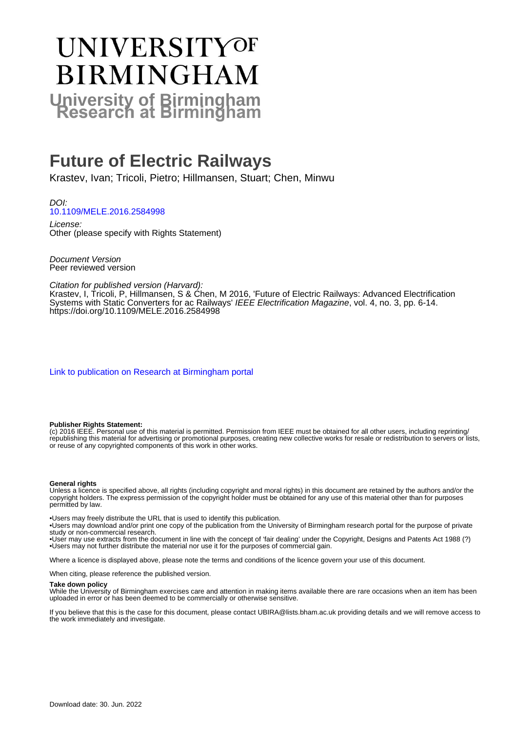# University of Birmingham Research at Birmingham

# Future of Electric Railways

Krastev, Ivan; Tricoli, Pietro; Hillmansen, Stuart; Chen, Minwu

*DOI:*
10.1109/MELE.2016.2584998

*License:*
Other (please specify with Rights Statement)

*Document Version*
Peer reviewed version

*Citation for published version (Harvard):*
Krastev, I, Tricoli, P, Hillmansen, S & Chen, M 2016, 'Future of Electric Railways: Advanced Electrification Systems with Static Converters for ac Railways' *IEEE Electrification Magazine*, vol. 4, no. 3, pp. 6-14.
https://doi.org/10.1109/MELE.2016.2584998

Link to publication on Research at Birmingham portal

**Publisher Rights Statement:**
(c) 2016 IEEE. Personal use of this material is permitted. Permission from IEEE must be obtained for all other users, including reprinting/republishing this material for advertising or promotional purposes, creating new collective works for resale or redistribution to servers or lists, or reuse of any copyrighted components of this work in other works.

**General rights**
Unless a licence is specified above, all rights (including copyright and moral rights) in this document are retained by the authors and/or the copyright holders. The express permission of the copyright holder must be obtained for any use of this material other than for purposes permitted by law.

•Users may freely distribute the URL that is used to identify this publication.
•Users may download and/or print one copy of the publication from the University of Birmingham research portal for the purpose of private study or non-commercial research.
•User may use extracts from the document in line with the concept of 'fair dealing' under the Copyright, Designs and Patents Act 1988 (?)
•Users may not further distribute the material nor use it for the purposes of commercial gain.

Where a licence is displayed above, please note the terms and conditions of the licence govern your use of this document.

When citing, please reference the published version.

**Take down policy**
While the University of Birmingham exercises care and attention in making items available there are rare occasions when an item has been uploaded in error or has been deemed to be commercially or otherwise sensitive.

If you believe that this is the case for this document, please contact UBIRA@lists.bham.ac.uk providing details and we will remove access to the work immediately and investigate.

Download date: 30. Jun. 2022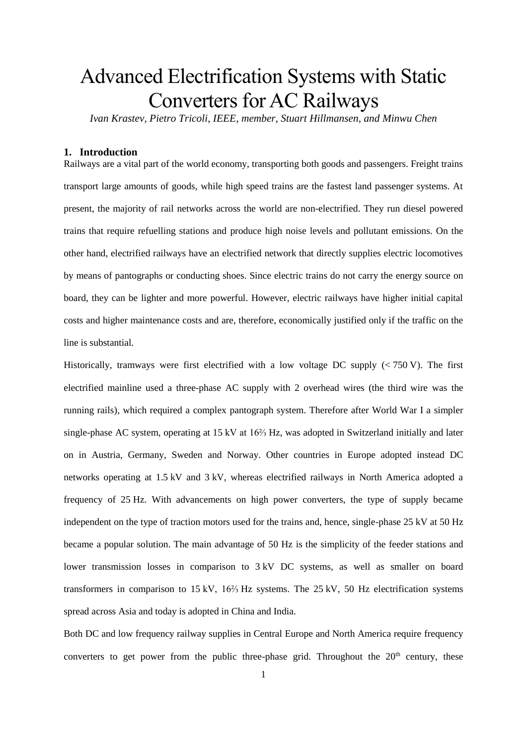# Advanced Electrification Systems with Static Converters for AC Railways

*Ivan Krastev, Pietro Tricoli, IEEE, member, Stuart Hillmansen, and Minwu Chen*

## 1. Introduction

Railways are a vital part of the world economy, transporting both goods and passengers. Freight trains transport large amounts of goods, while high speed trains are the fastest land passenger systems. At present, the majority of rail networks across the world are non-electrified. They run diesel powered trains that require refuelling stations and produce high noise levels and pollutant emissions. On the other hand, electrified railways have an electrified network that directly supplies electric locomotives by means of pantographs or conducting shoes. Since electric trains do not carry the energy source on board, they can be lighter and more powerful. However, electric railways have higher initial capital costs and higher maintenance costs and are, therefore, economically justified only if the traffic on the line is substantial.

Historically, tramways were first electrified with a low voltage DC supply (< 750 V). The first electrified mainline used a three-phase AC supply with 2 overhead wires (the third wire was the running rails), which required a complex pantograph system. Therefore after World War I a simpler single-phase AC system, operating at 15 kV at 16⅔ Hz, was adopted in Switzerland initially and later on in Austria, Germany, Sweden and Norway. Other countries in Europe adopted instead DC networks operating at 1.5 kV and 3 kV, whereas electrified railways in North America adopted a frequency of 25 Hz. With advancements on high power converters, the type of supply became independent on the type of traction motors used for the trains and, hence, single-phase 25 kV at 50 Hz became a popular solution. The main advantage of 50 Hz is the simplicity of the feeder stations and lower transmission losses in comparison to 3 kV DC systems, as well as smaller on board transformers in comparison to 15 kV, 16⅔ Hz systems. The 25 kV, 50 Hz electrification systems spread across Asia and today is adopted in China and India.

Both DC and low frequency railway supplies in Central Europe and North America require frequency converters to get power from the public three-phase grid. Throughout the 20th century, these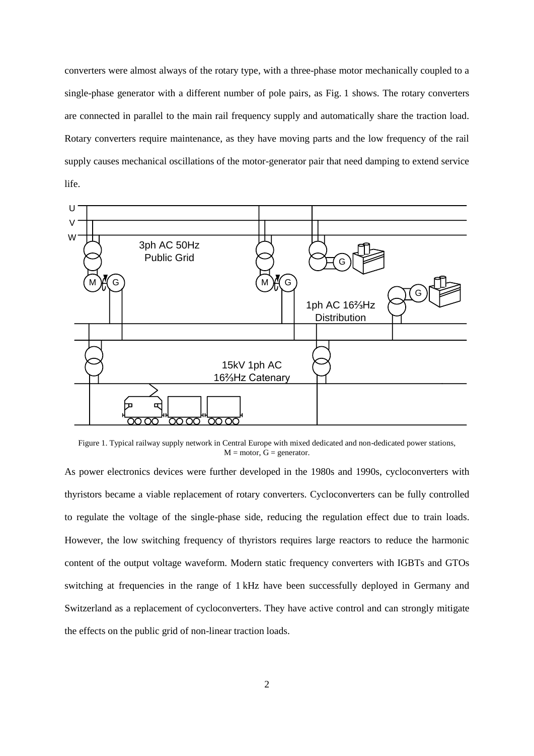converters were almost always of the rotary type, with a three-phase motor mechanically coupled to a single-phase generator with a different number of pole pairs, as Fig. 1 shows. The rotary converters are connected in parallel to the main rail frequency supply and automatically share the traction load. Rotary converters require maintenance, as they have moving parts and the low frequency of the rail supply causes mechanical oscillations of the motor-generator pair that need damping to extend service life.

Figure 1. Typical railway supply network in Central Europe with mixed dedicated and non-dedicated power stations, M = motor, G = generator.

As power electronics devices were further developed in the 1980s and 1990s, cycloconverters with thyristors became a viable replacement of rotary converters. Cycloconverters can be fully controlled to regulate the voltage of the single-phase side, reducing the regulation effect due to train loads. However, the low switching frequency of thyristors requires large reactors to reduce the harmonic content of the output voltage waveform. Modern static frequency converters with IGBTs and GTOs switching at frequencies in the range of 1 kHz have been successfully deployed in Germany and Switzerland as a replacement of cycloconverters. They have active control and can strongly mitigate the effects on the public grid of non-linear traction loads.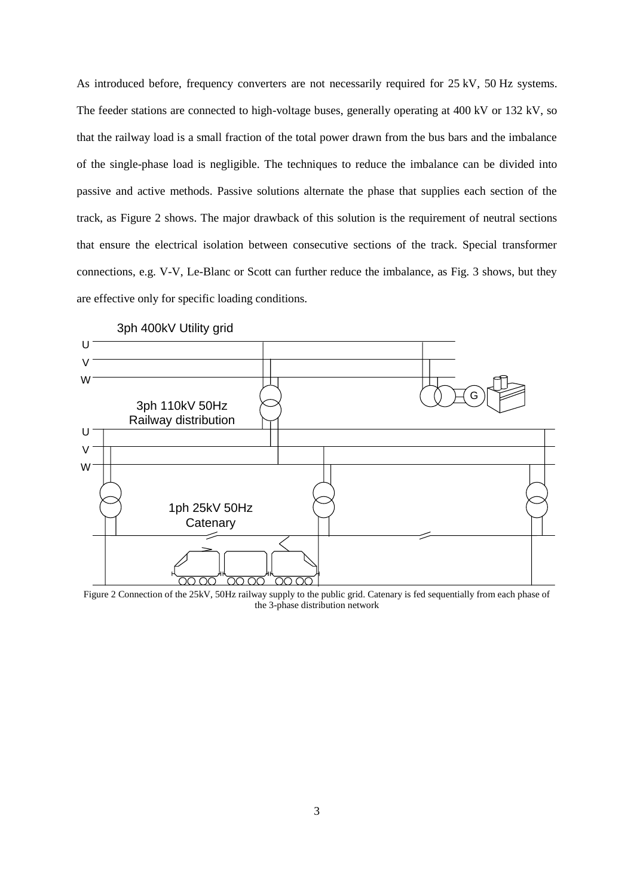As introduced before, frequency converters are not necessarily required for 25 kV, 50 Hz systems. The feeder stations are connected to high-voltage buses, generally operating at 400 kV or 132 kV, so that the railway load is a small fraction of the total power drawn from the bus bars and the imbalance of the single-phase load is negligible. The techniques to reduce the imbalance can be divided into passive and active methods. Passive solutions alternate the phase that supplies each section of the track, as Figure 2 shows. The major drawback of this solution is the requirement of neutral sections that ensure the electrical isolation between consecutive sections of the track. Special transformer connections, e.g. V-V, Le-Blanc or Scott can further reduce the imbalance, as Fig. 3 shows, but they are effective only for specific loading conditions.

Figure 2 Connection of the 25kV, 50Hz railway supply to the public grid. Catenary is fed sequentially from each phase of the 3-phase distribution network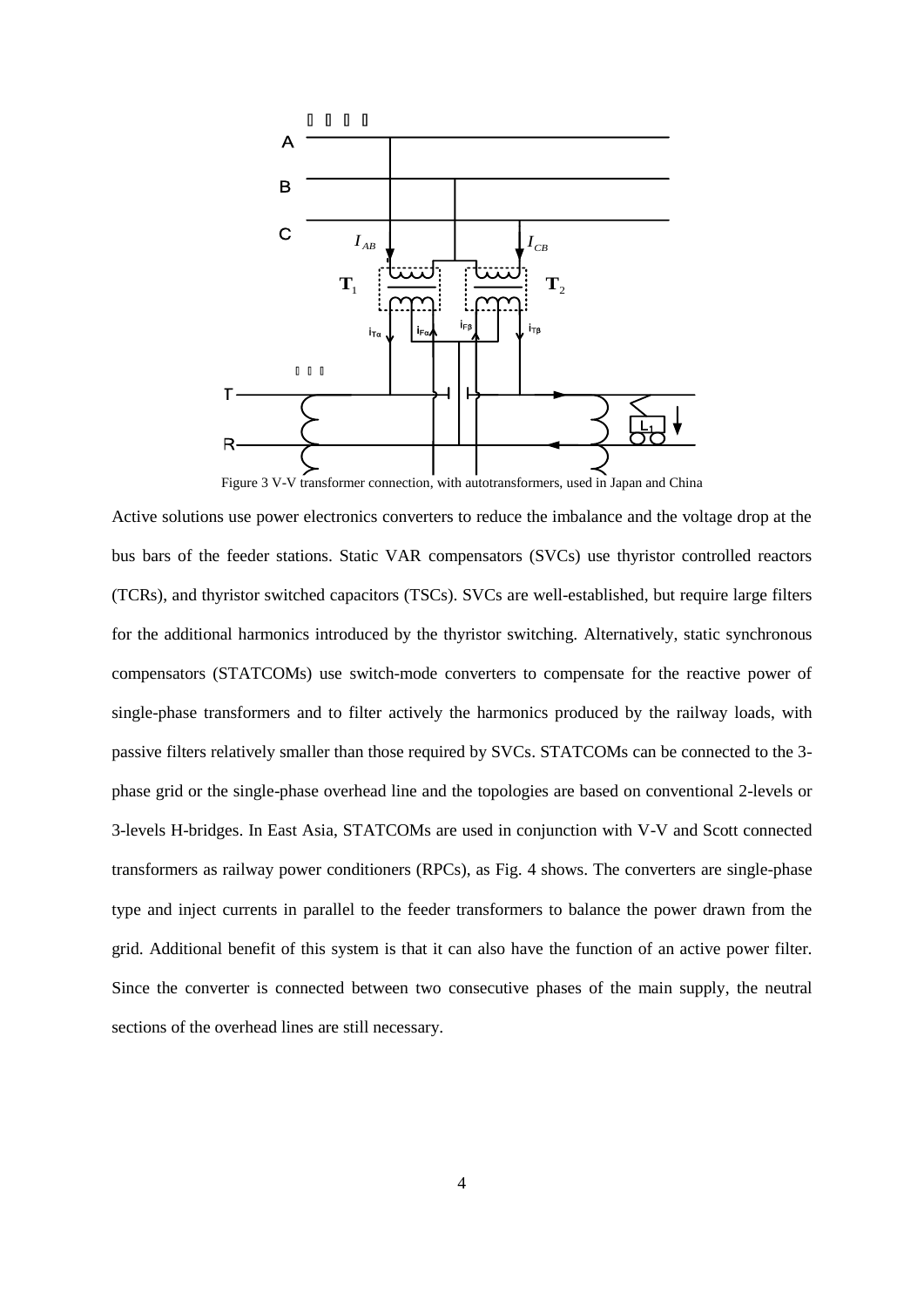Figure 3 V-V transformer connection, with autotransformers, used in Japan and China

Active solutions use power electronics converters to reduce the imbalance and the voltage drop at the bus bars of the feeder stations. Static VAR compensators (SVCs) use thyristor controlled reactors (TCRs), and thyristor switched capacitors (TSCs). SVCs are well-established, but require large filters for the additional harmonics introduced by the thyristor switching. Alternatively, static synchronous compensators (STATCOMs) use switch-mode converters to compensate for the reactive power of single-phase transformers and to filter actively the harmonics produced by the railway loads, with passive filters relatively smaller than those required by SVCs. STATCOMs can be connected to the 3-phase grid or the single-phase overhead line and the topologies are based on conventional 2-levels or 3-levels H-bridges. In East Asia, STATCOMs are used in conjunction with V-V and Scott connected transformers as railway power conditioners (RPCs), as Fig. 4 shows. The converters are single-phase type and inject currents in parallel to the feeder transformers to balance the power drawn from the grid. Additional benefit of this system is that it can also have the function of an active power filter. Since the converter is connected between two consecutive phases of the main supply, the neutral sections of the overhead lines are still necessary.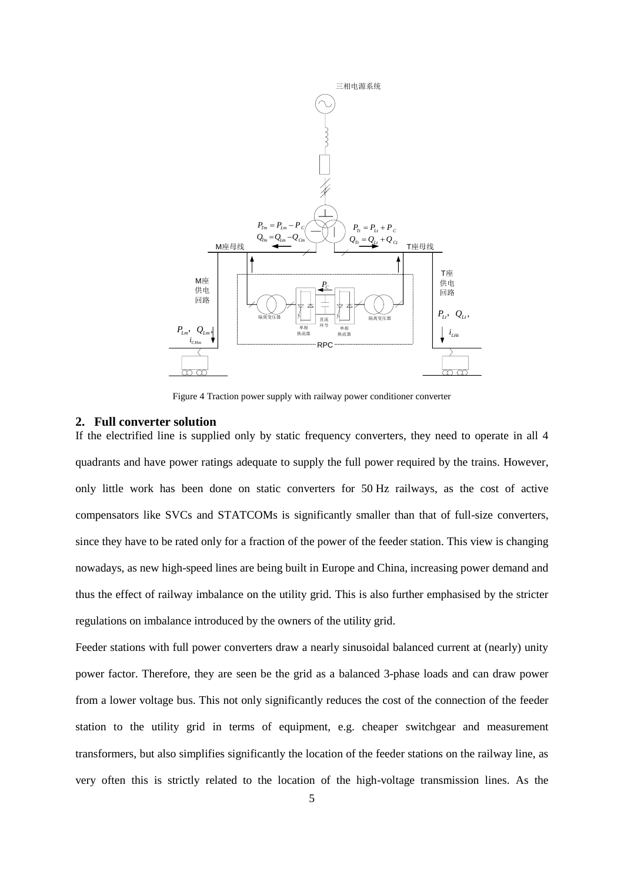Figure 4 Traction power supply with railway power conditioner converter

## 2. Full converter solution

If the electrified line is supplied only by static frequency converters, they need to operate in all 4 quadrants and have power ratings adequate to supply the full power required by the trains. However, only little work has been done on static converters for 50 Hz railways, as the cost of active compensators like SVCs and STATCOMs is significantly smaller than that of full-size converters, since they have to be rated only for a fraction of the power of the feeder station. This view is changing nowadays, as new high-speed lines are being built in Europe and China, increasing power demand and thus the effect of railway imbalance on the utility grid. This is also further emphasised by the stricter regulations on imbalance introduced by the owners of the utility grid.

Feeder stations with full power converters draw a nearly sinusoidal balanced current at (nearly) unity power factor. Therefore, they are seen be the grid as a balanced 3-phase loads and can draw power from a lower voltage bus. This not only significantly reduces the cost of the connection of the feeder station to the utility grid in terms of equipment, e.g. cheaper switchgear and measurement transformers, but also simplifies significantly the location of the feeder stations on the railway line, as very often this is strictly related to the location of the high-voltage transmission lines. As the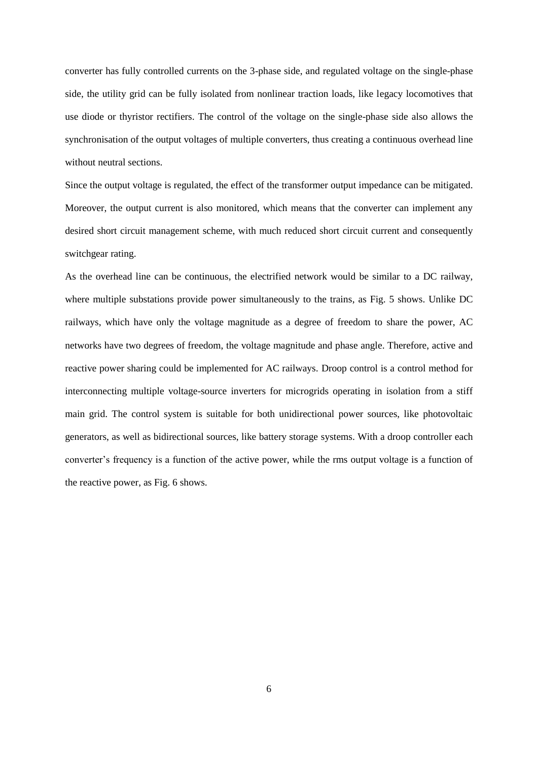converter has fully controlled currents on the 3-phase side, and regulated voltage on the single-phase side, the utility grid can be fully isolated from nonlinear traction loads, like legacy locomotives that use diode or thyristor rectifiers. The control of the voltage on the single-phase side also allows the synchronisation of the output voltages of multiple converters, thus creating a continuous overhead line without neutral sections.

Since the output voltage is regulated, the effect of the transformer output impedance can be mitigated. Moreover, the output current is also monitored, which means that the converter can implement any desired short circuit management scheme, with much reduced short circuit current and consequently switchgear rating.

As the overhead line can be continuous, the electrified network would be similar to a DC railway, where multiple substations provide power simultaneously to the trains, as Fig. 5 shows. Unlike DC railways, which have only the voltage magnitude as a degree of freedom to share the power, AC networks have two degrees of freedom, the voltage magnitude and phase angle. Therefore, active and reactive power sharing could be implemented for AC railways. Droop control is a control method for interconnecting multiple voltage-source inverters for microgrids operating in isolation from a stiff main grid. The control system is suitable for both unidirectional power sources, like photovoltaic generators, as well as bidirectional sources, like battery storage systems. With a droop controller each converter's frequency is a function of the active power, while the rms output voltage is a function of the reactive power, as Fig. 6 shows.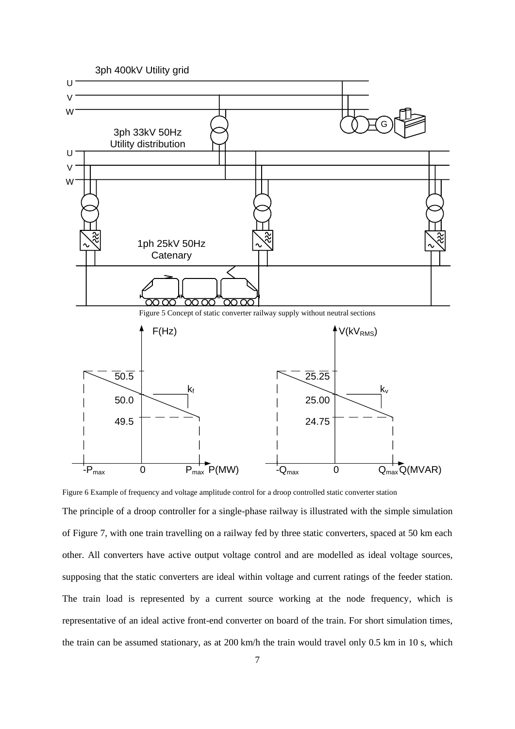Figure 5 Concept of static converter railway supply without neutral sections

Figure 6 Example of frequency and voltage amplitude control for a droop controlled static converter station

The principle of a droop controller for a single-phase railway is illustrated with the simple simulation of Figure 7, with one train travelling on a railway fed by three static converters, spaced at 50 km each other. All converters have active output voltage control and are modelled as ideal voltage sources, supposing that the static converters are ideal within voltage and current ratings of the feeder station. The train load is represented by a current source working at the node frequency, which is representative of an ideal active front-end converter on board of the train. For short simulation times, the train can be assumed stationary, as at 200 km/h the train would travel only 0.5 km in 10 s, which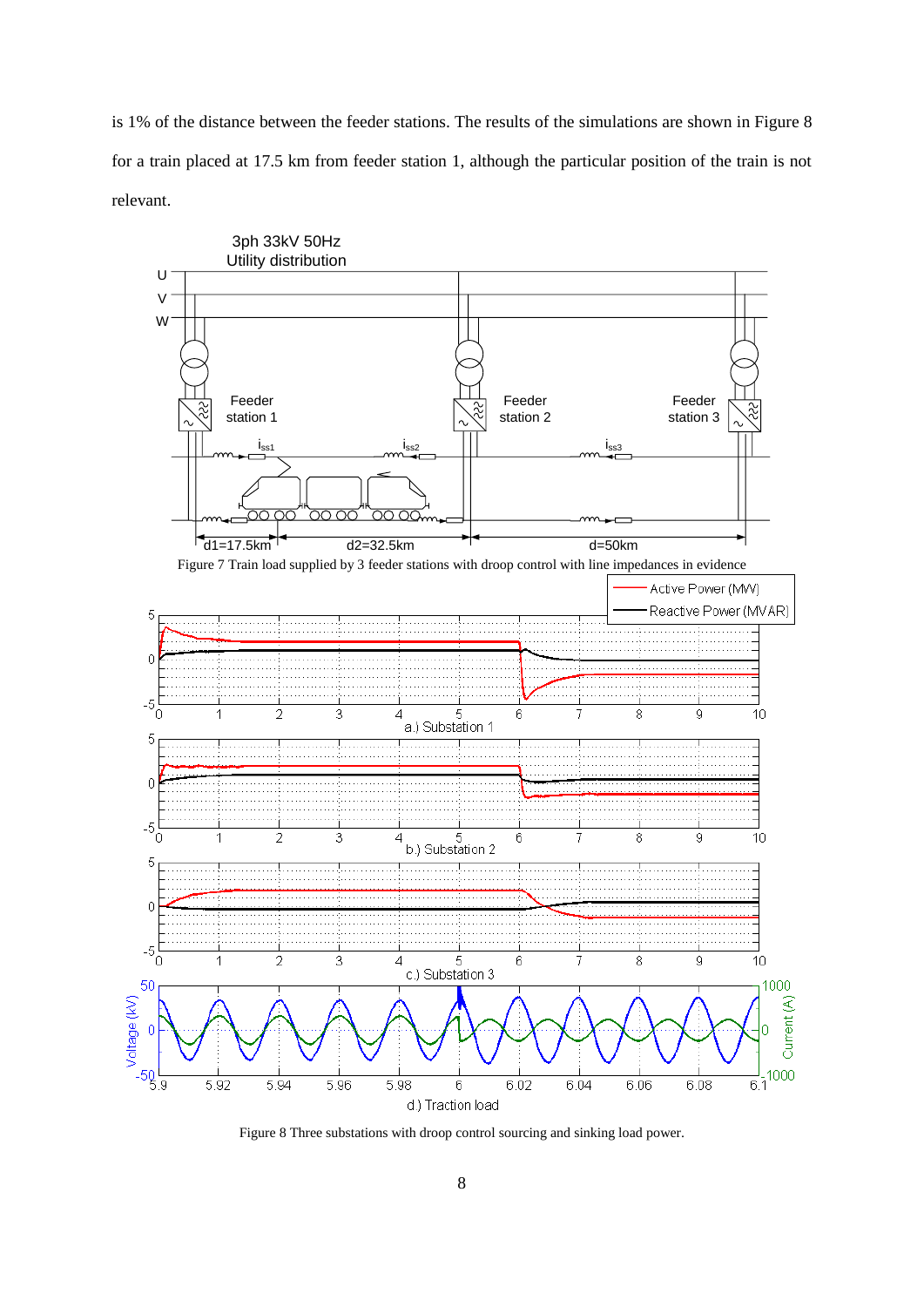is 1% of the distance between the feeder stations. The results of the simulations are shown in Figure 8 for a train placed at 17.5 km from feeder station 1, although the particular position of the train is not relevant.

Figure 7 Train load supplied by 3 feeder stations with droop control with line impedances in evidence

Figure 8 Three substations with droop control sourcing and sinking load power.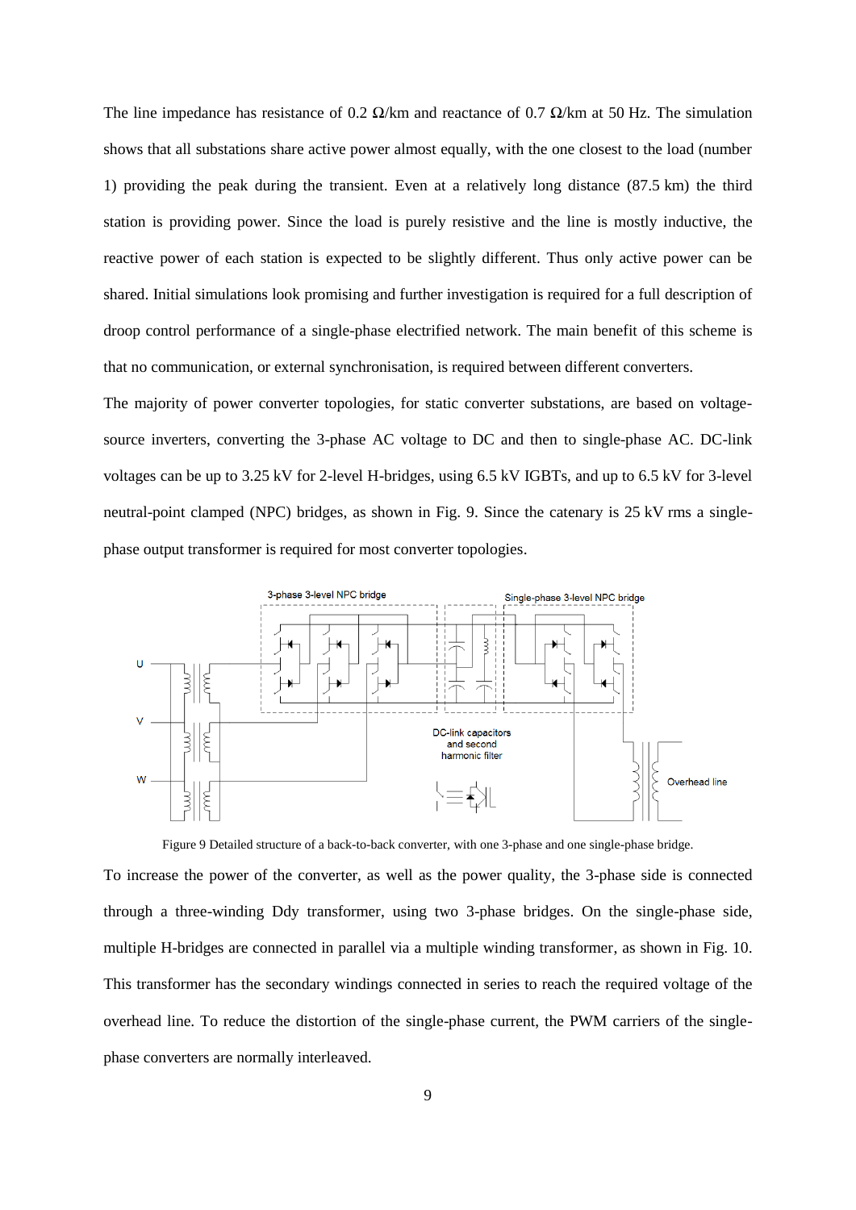The line impedance has resistance of 0.2 Ω/km and reactance of 0.7 Ω/km at 50 Hz. The simulation shows that all substations share active power almost equally, with the one closest to the load (number 1) providing the peak during the transient. Even at a relatively long distance (87.5 km) the third station is providing power. Since the load is purely resistive and the line is mostly inductive, the reactive power of each station is expected to be slightly different. Thus only active power can be shared. Initial simulations look promising and further investigation is required for a full description of droop control performance of a single-phase electrified network. The main benefit of this scheme is that no communication, or external synchronisation, is required between different converters.

The majority of power converter topologies, for static converter substations, are based on voltage-source inverters, converting the 3-phase AC voltage to DC and then to single-phase AC. DC-link voltages can be up to 3.25 kV for 2-level H-bridges, using 6.5 kV IGBTs, and up to 6.5 kV for 3-level neutral-point clamped (NPC) bridges, as shown in Fig. 9. Since the catenary is 25 kV rms a single-phase output transformer is required for most converter topologies.

Figure 9 Detailed structure of a back-to-back converter, with one 3-phase and one single-phase bridge.

To increase the power of the converter, as well as the power quality, the 3-phase side is connected through a three-winding Ddy transformer, using two 3-phase bridges. On the single-phase side, multiple H-bridges are connected in parallel via a multiple winding transformer, as shown in Fig. 10. This transformer has the secondary windings connected in series to reach the required voltage of the overhead line. To reduce the distortion of the single-phase current, the PWM carriers of the single-phase converters are normally interleaved.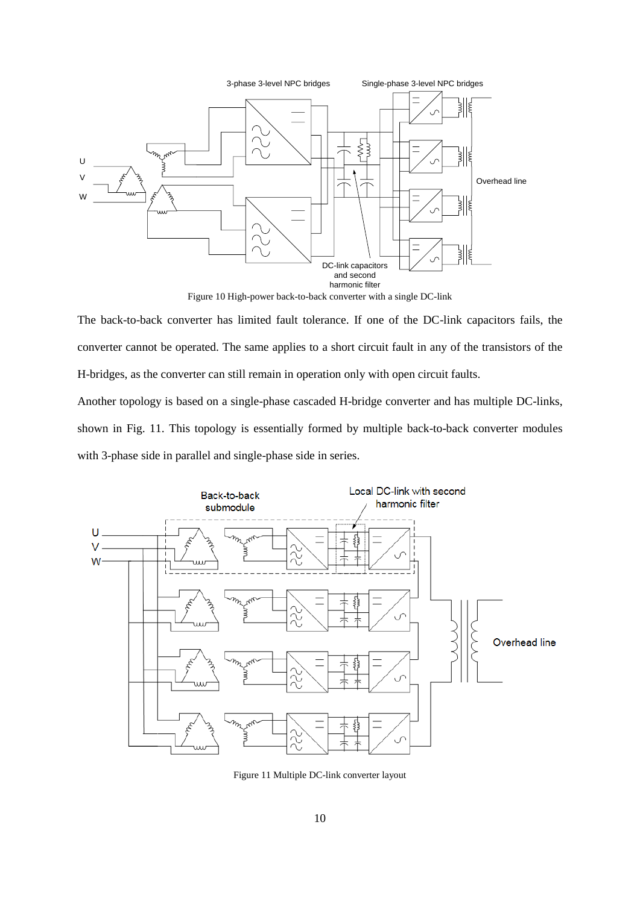Figure 10 High-power back-to-back converter with a single DC-link

The back-to-back converter has limited fault tolerance. If one of the DC-link capacitors fails, the converter cannot be operated. The same applies to a short circuit fault in any of the transistors of the H-bridges, as the converter can still remain in operation only with open circuit faults.

Another topology is based on a single-phase cascaded H-bridge converter and has multiple DC-links, shown in Fig. 11. This topology is essentially formed by multiple back-to-back converter modules with 3-phase side in parallel and single-phase side in series.

Figure 11 Multiple DC-link converter layout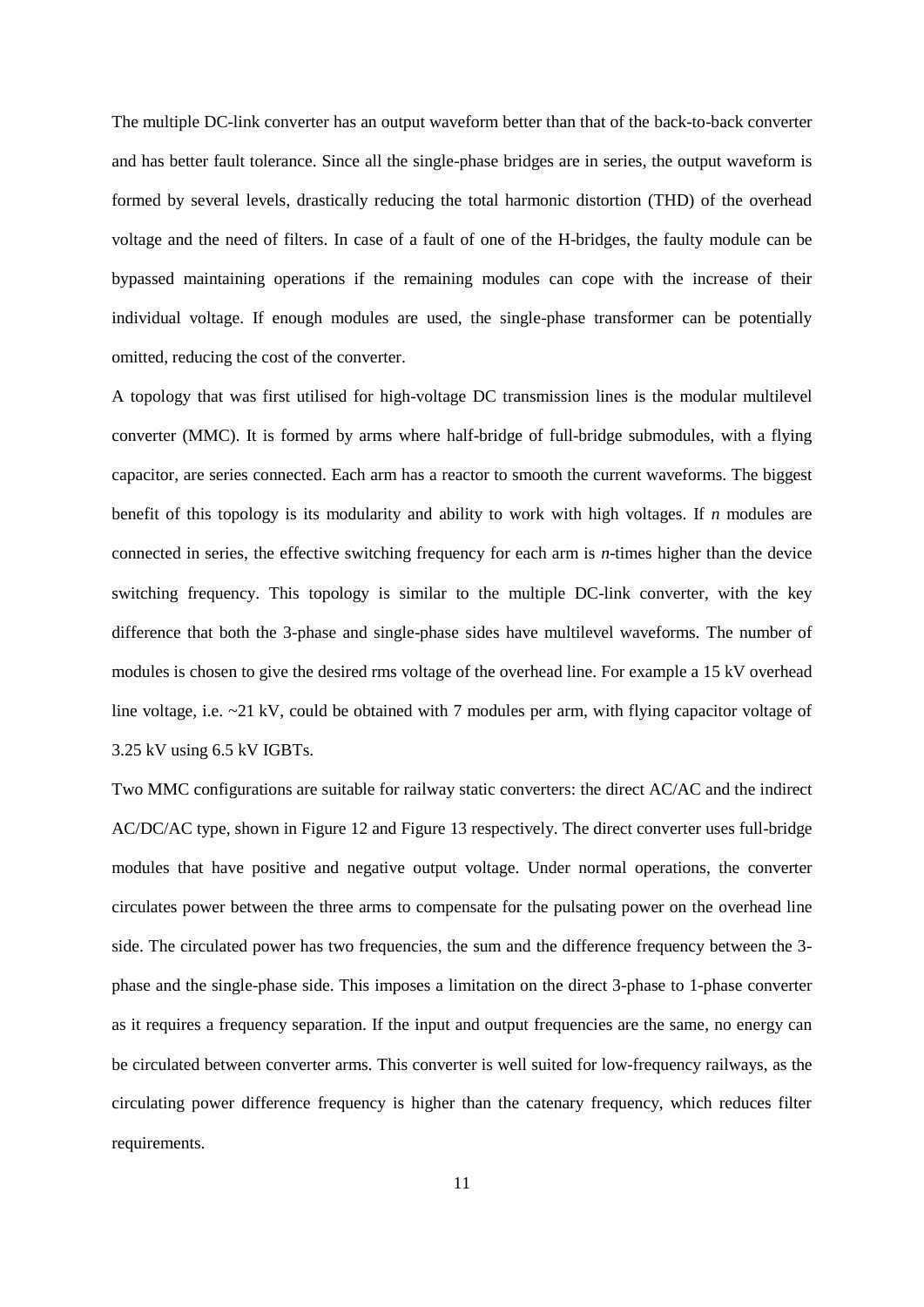The multiple DC-link converter has an output waveform better than that of the back-to-back converter and has better fault tolerance. Since all the single-phase bridges are in series, the output waveform is formed by several levels, drastically reducing the total harmonic distortion (THD) of the overhead voltage and the need of filters. In case of a fault of one of the H-bridges, the faulty module can be bypassed maintaining operations if the remaining modules can cope with the increase of their individual voltage. If enough modules are used, the single-phase transformer can be potentially omitted, reducing the cost of the converter.

A topology that was first utilised for high-voltage DC transmission lines is the modular multilevel converter (MMC). It is formed by arms where half-bridge of full-bridge submodules, with a flying capacitor, are series connected. Each arm has a reactor to smooth the current waveforms. The biggest benefit of this topology is its modularity and ability to work with high voltages. If $n$ modules are connected in series, the effective switching frequency for each arm is $n$-times higher than the device switching frequency. This topology is similar to the multiple DC-link converter, with the key difference that both the 3-phase and single-phase sides have multilevel waveforms. The number of modules is chosen to give the desired rms voltage of the overhead line. For example a 15 kV overhead line voltage, i.e. ~21 kV, could be obtained with 7 modules per arm, with flying capacitor voltage of 3.25 kV using 6.5 kV IGBTs.

Two MMC configurations are suitable for railway static converters: the direct AC/AC and the indirect AC/DC/AC type, shown in Figure 12 and Figure 13 respectively. The direct converter uses full-bridge modules that have positive and negative output voltage. Under normal operations, the converter circulates power between the three arms to compensate for the pulsating power on the overhead line side. The circulated power has two frequencies, the sum and the difference frequency between the 3-phase and the single-phase side. This imposes a limitation on the direct 3-phase to 1-phase converter as it requires a frequency separation. If the input and output frequencies are the same, no energy can be circulated between converter arms. This converter is well suited for low-frequency railways, as the circulating power difference frequency is higher than the catenary frequency, which reduces filter requirements.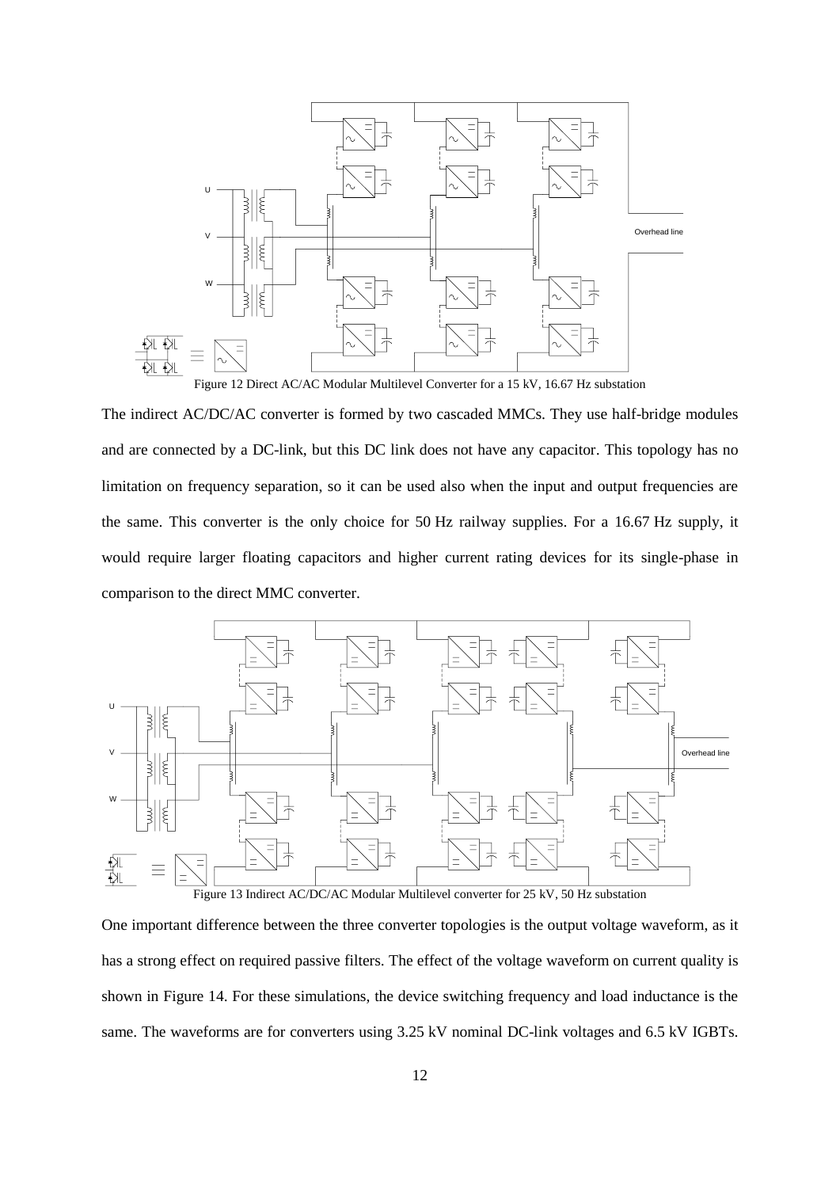Figure 12 Direct AC/AC Modular Multilevel Converter for a 15 kV, 16.67 Hz substation

The indirect AC/DC/AC converter is formed by two cascaded MMCs. They use half-bridge modules and are connected by a DC-link, but this DC link does not have any capacitor. This topology has no limitation on frequency separation, so it can be used also when the input and output frequencies are the same. This converter is the only choice for 50 Hz railway supplies. For a 16.67 Hz supply, it would require larger floating capacitors and higher current rating devices for its single-phase in comparison to the direct MMC converter.

Figure 13 Indirect AC/DC/AC Modular Multilevel converter for 25 kV, 50 Hz substation

One important difference between the three converter topologies is the output voltage waveform, as it has a strong effect on required passive filters. The effect of the voltage waveform on current quality is shown in Figure 14. For these simulations, the device switching frequency and load inductance is the same. The waveforms are for converters using 3.25 kV nominal DC-link voltages and 6.5 kV IGBTs.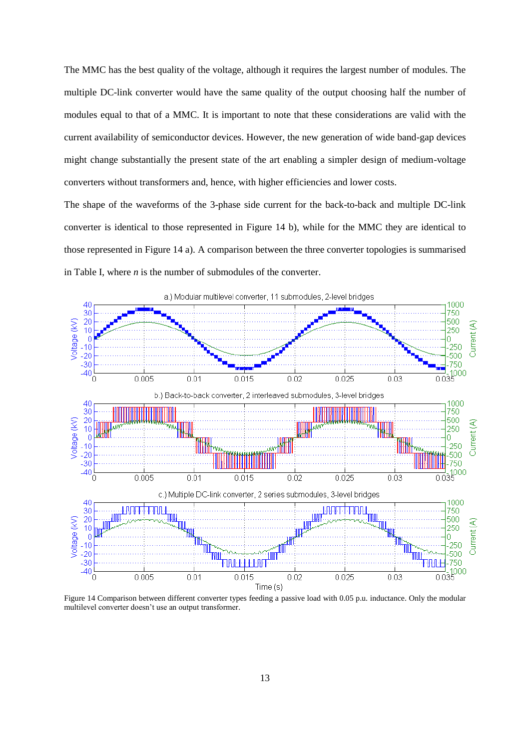The MMC has the best quality of the voltage, although it requires the largest number of modules. The multiple DC-link converter would have the same quality of the output choosing half the number of modules equal to that of a MMC. It is important to note that these considerations are valid with the current availability of semiconductor devices. However, the new generation of wide band-gap devices might change substantially the present state of the art enabling a simpler design of medium-voltage converters without transformers and, hence, with higher efficiencies and lower costs.

The shape of the waveforms of the 3-phase side current for the back-to-back and multiple DC-link converter is identical to those represented in Figure 14 b), while for the MMC they are identical to those represented in Figure 14 a). A comparison between the three converter topologies is summarised in Table I, where *n* is the number of submodules of the converter.

Figure 14 Comparison between different converter types feeding a passive load with 0.05 p.u. inductance. Only the modular multilevel converter doesn't use an output transformer.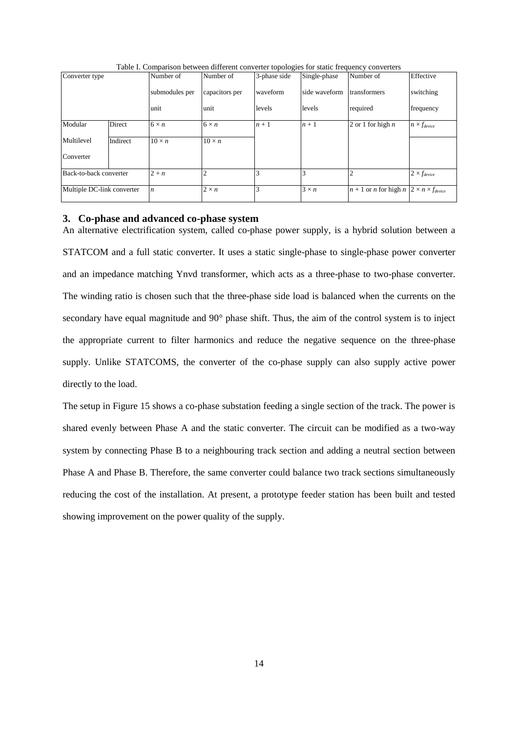Table I. Comparison between different converter topologies for static frequency converters

| Converter type | | Number of submodules per unit | Number of capacitors per unit | 3-phase side waveform levels | Single-phase side waveform levels | Number of transformers required | Effective switching frequency |
|---|---|---|---|---|---|---|---|
| Modular Multilevel Converter | Direct | $6 \times n$ | $6 \times n$ | $n + 1$ | $n + 1$ | 2 or 1 for high $n$ | $n \times f_{device}$ |
| | Indirect | $10 \times n$ | $10 \times n$ | | | | |
| Back-to-back converter | | $2 + n$ | 2 | 3 | 3 | 2 | $2 \times f_{device}$ |
| Multiple DC-link converter | | $n$ | $2 \times n$ | 3 | $3 \times n$ | $n + 1$ or $n$ for high $n$ | $2 \times n \times f_{device}$ |

## 3. Co-phase and advanced co-phase system

An alternative electrification system, called co-phase power supply, is a hybrid solution between a STATCOM and a full static converter. It uses a static single-phase to single-phase power converter and an impedance matching Ynvd transformer, which acts as a three-phase to two-phase converter. The winding ratio is chosen such that the three-phase side load is balanced when the currents on the secondary have equal magnitude and 90° phase shift. Thus, the aim of the control system is to inject the appropriate current to filter harmonics and reduce the negative sequence on the three-phase supply. Unlike STATCOMS, the converter of the co-phase supply can also supply active power directly to the load.

The setup in Figure 15 shows a co-phase substation feeding a single section of the track. The power is shared evenly between Phase A and the static converter. The circuit can be modified as a two-way system by connecting Phase B to a neighbouring track section and adding a neutral section between Phase A and Phase B. Therefore, the same converter could balance two track sections simultaneously reducing the cost of the installation. At present, a prototype feeder station has been built and tested showing improvement on the power quality of the supply.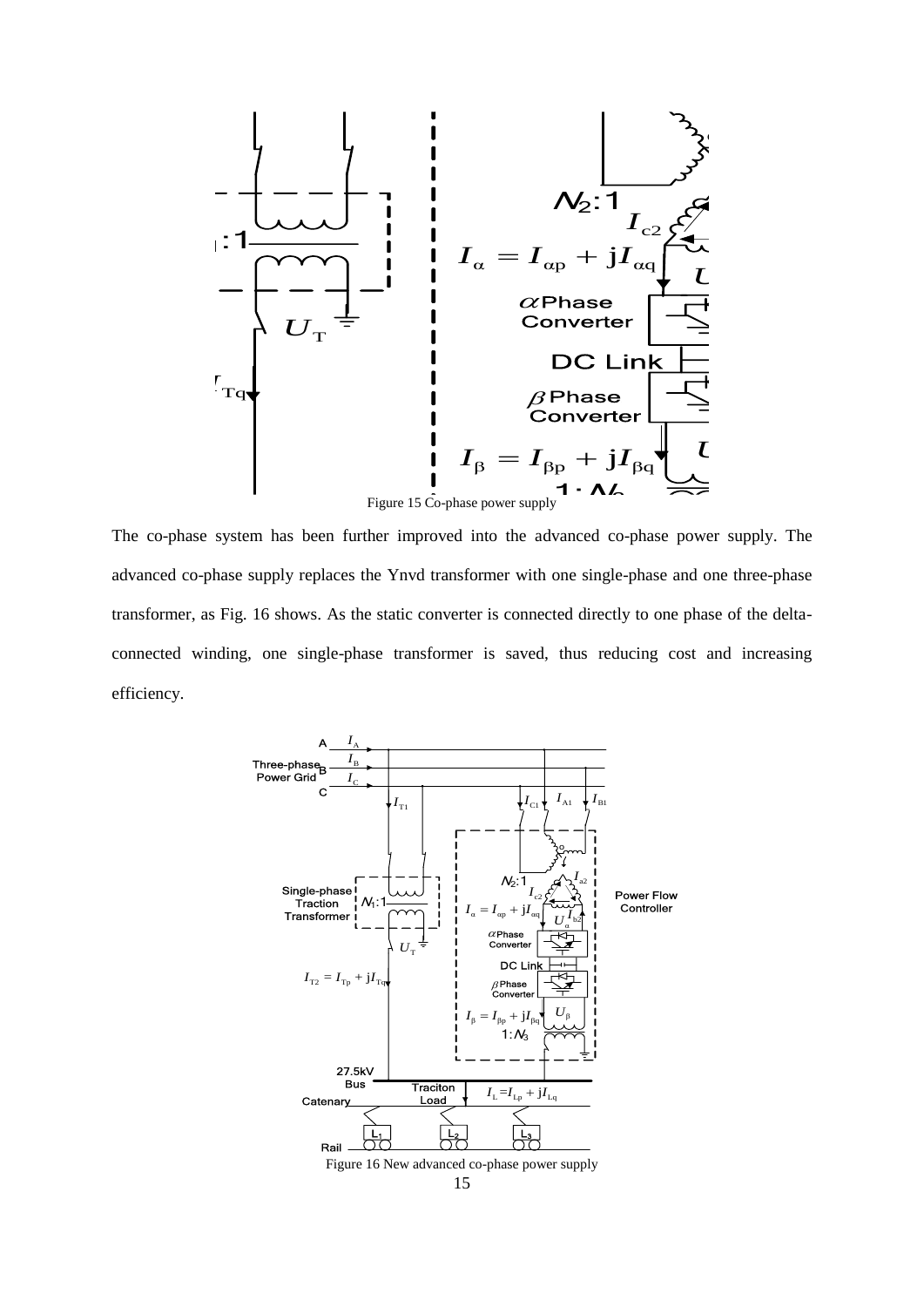Figure 15 Co-phase power supply

The co-phase system has been further improved into the advanced co-phase power supply. The advanced co-phase supply replaces the Ynvd transformer with one single-phase and one three-phase transformer, as Fig. 16 shows. As the static converter is connected directly to one phase of the delta-connected winding, one single-phase transformer is saved, thus reducing cost and increasing efficiency.

Figure 16 New advanced co-phase power supply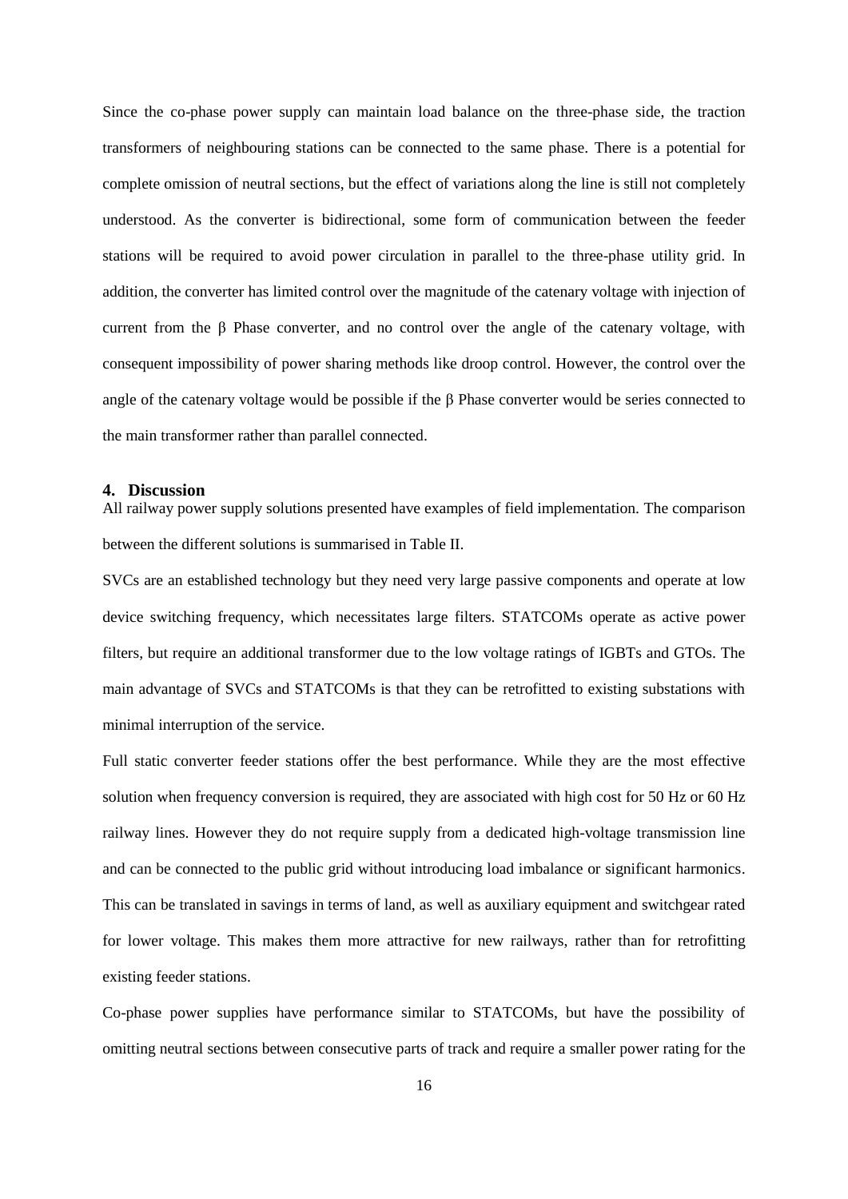Since the co-phase power supply can maintain load balance on the three-phase side, the traction transformers of neighbouring stations can be connected to the same phase. There is a potential for complete omission of neutral sections, but the effect of variations along the line is still not completely understood. As the converter is bidirectional, some form of communication between the feeder stations will be required to avoid power circulation in parallel to the three-phase utility grid. In addition, the converter has limited control over the magnitude of the catenary voltage with injection of current from the $\beta$ Phase converter, and no control over the angle of the catenary voltage, with consequent impossibility of power sharing methods like droop control. However, the control over the angle of the catenary voltage would be possible if the $\beta$ Phase converter would be series connected to the main transformer rather than parallel connected.

## 4. Discussion

All railway power supply solutions presented have examples of field implementation. The comparison between the different solutions is summarised in Table II.

SVCs are an established technology but they need very large passive components and operate at low device switching frequency, which necessitates large filters. STATCOMs operate as active power filters, but require an additional transformer due to the low voltage ratings of IGBTs and GTOs. The main advantage of SVCs and STATCOMs is that they can be retrofitted to existing substations with minimal interruption of the service.

Full static converter feeder stations offer the best performance. While they are the most effective solution when frequency conversion is required, they are associated with high cost for 50 Hz or 60 Hz railway lines. However they do not require supply from a dedicated high-voltage transmission line and can be connected to the public grid without introducing load imbalance or significant harmonics. This can be translated in savings in terms of land, as well as auxiliary equipment and switchgear rated for lower voltage. This makes them more attractive for new railways, rather than for retrofitting existing feeder stations.

Co-phase power supplies have performance similar to STATCOMs, but have the possibility of omitting neutral sections between consecutive parts of track and require a smaller power rating for the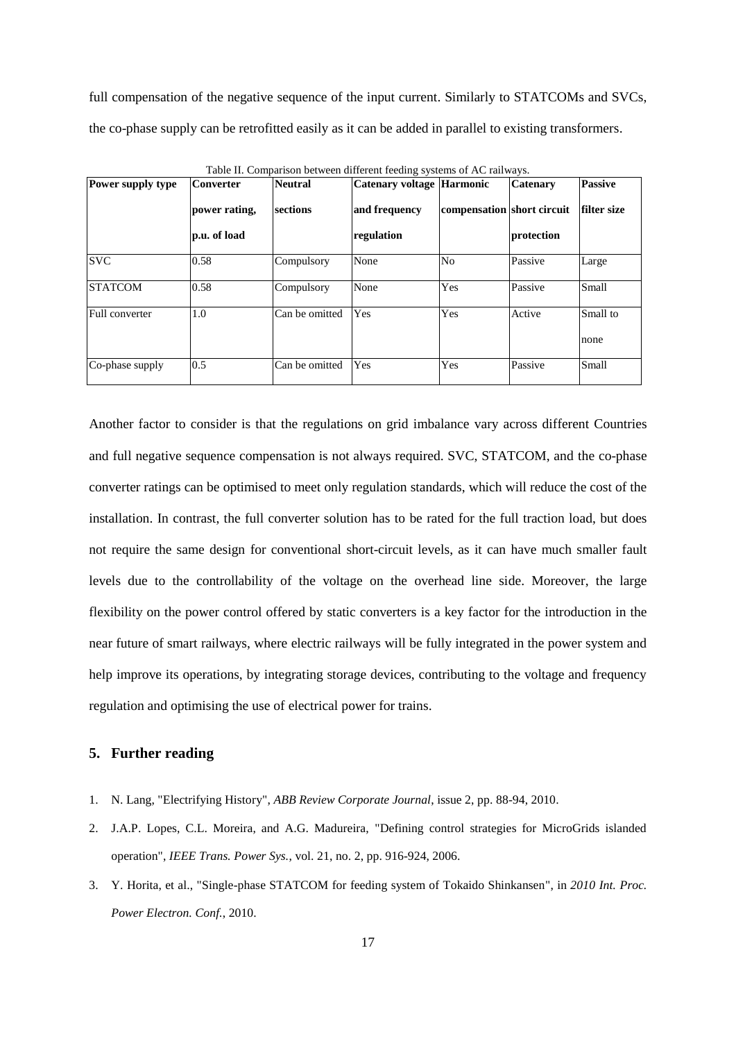full compensation of the negative sequence of the input current. Similarly to STATCOMs and SVCs, the co-phase supply can be retrofitted easily as it can be added in parallel to existing transformers.

Table II. Comparison between different feeding systems of AC railways.

| **Power supply type** | **Converter power rating, p.u. of load** | **Neutral sections** | **Catenary voltage and frequency regulation** | **Harmonic compensation** | **Catenary short circuit protection** | **Passive filter size** |
|---|---|---|---|---|---|---|
| SVC | 0.58 | Compulsory | None | No | Passive | Large |
| STATCOM | 0.58 | Compulsory | None | Yes | Passive | Small |
| Full converter | 1.0 | Can be omitted | Yes | Yes | Active | Small to none |
| Co-phase supply | 0.5 | Can be omitted | Yes | Yes | Passive | Small |

Another factor to consider is that the regulations on grid imbalance vary across different Countries and full negative sequence compensation is not always required. SVC, STATCOM, and the co-phase converter ratings can be optimised to meet only regulation standards, which will reduce the cost of the installation. In contrast, the full converter solution has to be rated for the full traction load, but does not require the same design for conventional short-circuit levels, as it can have much smaller fault levels due to the controllability of the voltage on the overhead line side. Moreover, the large flexibility on the power control offered by static converters is a key factor for the introduction in the near future of smart railways, where electric railways will be fully integrated in the power system and help improve its operations, by integrating storage devices, contributing to the voltage and frequency regulation and optimising the use of electrical power for trains.

## 5. Further reading

1. N. Lang, "Electrifying History", *ABB Review Corporate Journal*, issue 2, pp. 88-94, 2010.
2. J.A.P. Lopes, C.L. Moreira, and A.G. Madureira, "Defining control strategies for MicroGrids islanded operation", *IEEE Trans. Power Sys.*, vol. 21, no. 2, pp. 916-924, 2006.
3. Y. Horita, et al., "Single-phase STATCOM for feeding system of Tokaido Shinkansen", in *2010 Int. Proc. Power Electron. Conf.*, 2010.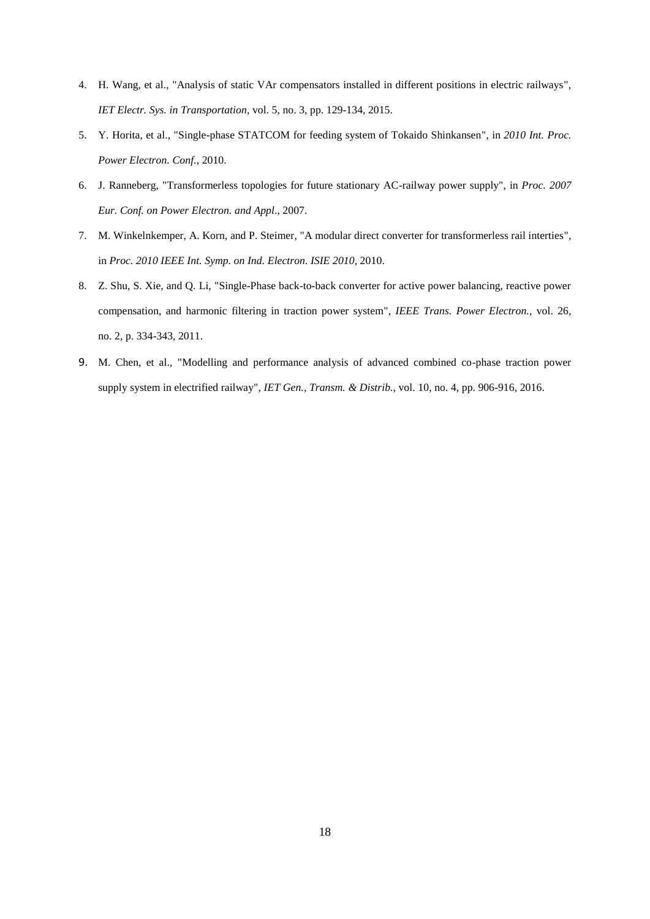4. H. Wang, et al., "Analysis of static VAr compensators installed in different positions in electric railways", *IET Electr. Sys. in Transportation*, vol. 5, no. 3, pp. 129-134, 2015.
5. Y. Horita, et al., "Single-phase STATCOM for feeding system of Tokaido Shinkansen", in *2010 Int. Proc. Power Electron. Conf.*, 2010.
6. J. Ranneberg, "Transformerless topologies for future stationary AC-railway power supply", in *Proc. 2007 Eur. Conf. on Power Electron. and Appl.*, 2007.
7. M. Winkelnkemper, A. Korn, and P. Steimer, "A modular direct converter for transformerless rail interties", in *Proc. 2010 IEEE Int. Symp. on Ind. Electron. ISIE 2010*, 2010.
8. Z. Shu, S. Xie, and Q. Li, "Single-Phase back-to-back converter for active power balancing, reactive power compensation, and harmonic filtering in traction power system", *IEEE Trans. Power Electron.*, vol. 26, no. 2, p. 334-343, 2011.
9. M. Chen, et al., "Modelling and performance analysis of advanced combined co-phase traction power supply system in electrified railway", *IET Gen., Transm. & Distrib.*, vol. 10, no. 4, pp. 906-916, 2016.